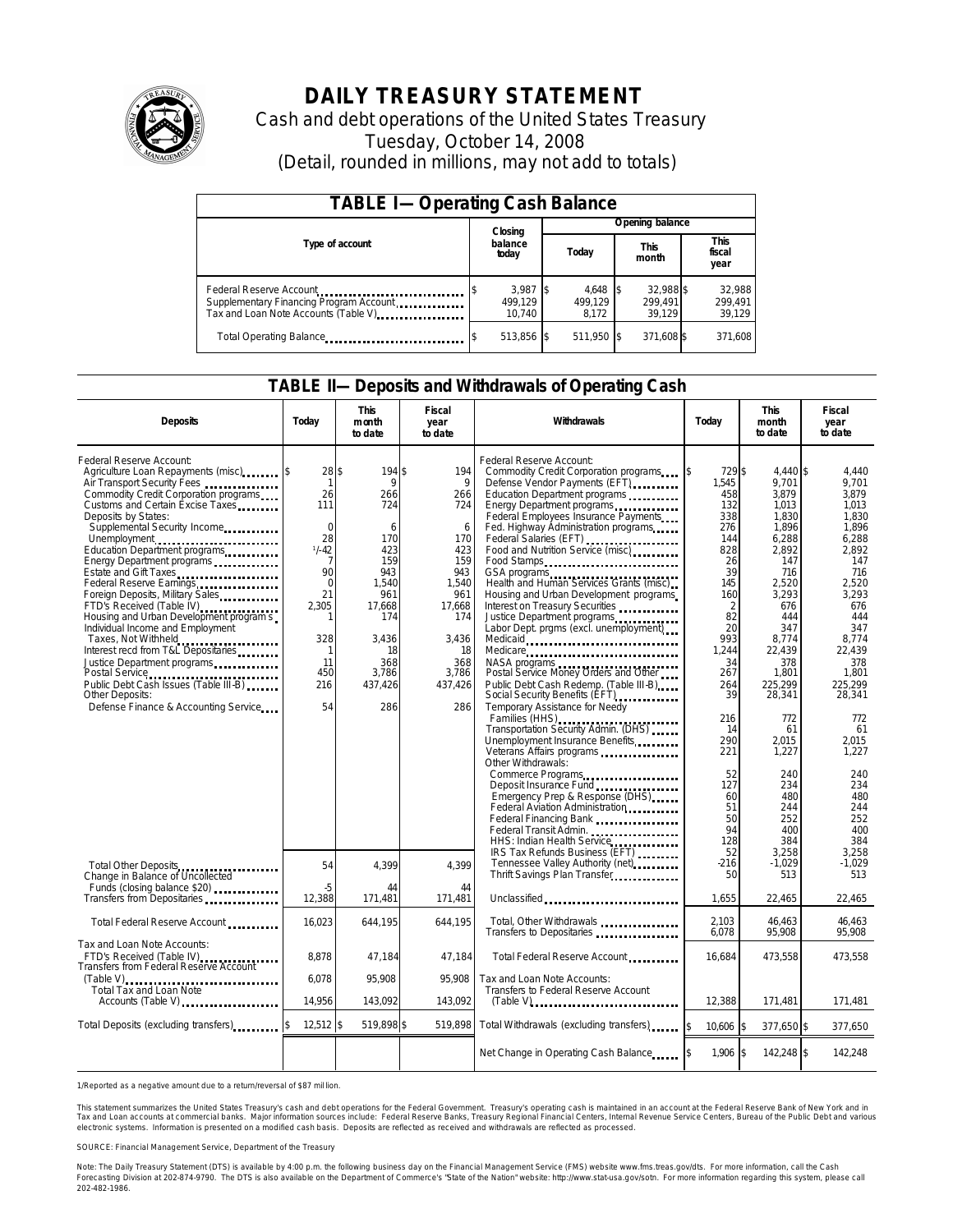# DAILY TREASURY STATEMENT

Cash and debt operations of the United States Treasury

Tuesday, October 14, 2008

(Detail, rounded in millions, may not add to totals)

| TABLE I—Operating Cash Balance | | | | |
|---|---|---|---|---|
| Type of account | Closing balance today | Opening balance | | |
| | | Today | This month | This fiscal year |
| Federal Reserve Account | $ 3,987 | $ 4,648 | $ 32,988 | $ 32,988 |
| Supplementary Financing Program Account | 499,129 | 499,129 | 299,491 | 299,491 |
| Tax and Loan Note Accounts (Table V) | 10,740 | 8,172 | 39,129 | 39,129 |
| Total Operating Balance | $ 513,856 | $ 511,950 | $ 371,608 | $ 371,608 |

## TABLE II—Deposits and Withdrawals of Operating Cash

| Deposits | Today | This month to date | Fiscal year to date | Withdrawals | Today | This month to date | Fiscal year to date |
|---|---|---|---|---|---|---|---|
| Federal Reserve Account: | | | | Federal Reserve Account: | | | |
| Agriculture Loan Repayments (misc) | $ 28 | $ 194 | $ 194 | Commodity Credit Corporation programs | $ 729 | $ 4,440 | $ 4,440 |
| Air Transport Security Fees | 1 | 9 | 9 | Defense Vendor Payments (EFT) | 1,545 | 9,701 | 9,701 |
| Commodity Credit Corporation programs | 26 | 266 | 266 | Education Department programs | 458 | 3,879 | 3,879 |
| Customs and Certain Excise Taxes | 111 | 724 | 724 | Energy Department programs | 132 | 1,013 | 1,013 |
| Deposits by States: | | | | Federal Employees Insurance Payments | 338 | 1,830 | 1,830 |
| Supplemental Security Income | 0 | 6 | 6 | Fed. Highway Administration programs | 276 | 1,896 | 1,896 |
| Unemployment | 28 | 170 | 170 | Federal Salaries (EFT) | 144 | 6,288 | 6,288 |
| Education Department programs | 1/-42 | 423 | 423 | Food and Nutrition Service (misc) | 828 | 2,892 | 2,892 |
| Energy Department programs | 7 | 159 | 159 | Food Stamps | 26 | 147 | 147 |
| Estate and Gift Taxes | 90 | 943 | 943 | GSA programs | 39 | 716 | 716 |
| Federal Reserve Earnings | 0 | 1,540 | 1,540 | Health and Human Services Grants (misc) | 145 | 2,520 | 2,520 |
| Foreign Deposits, Military Sales | 21 | 961 | 961 | Housing and Urban Development programs | 160 | 3,293 | 3,293 |
| FTD's Received (Table IV) | 2,305 | 17,668 | 17,668 | Interest on Treasury Securities | 2 | 676 | 676 |
| Housing and Urban Development programs | 1 | 174 | 174 | Justice Department programs | 82 | 444 | 444 |
| Individual Income and Employment | | | | Labor Dept. prgms (excl. unemployment) | 20 | 347 | 347 |
| Taxes, Not Withheld | 328 | 3,436 | 3,436 | Medicaid | 993 | 8,774 | 8,774 |
| Interest recd from T&L Depositaries | 1 | 18 | 18 | Medicare | 1,244 | 22,439 | 22,439 |
| Justice Department programs | 11 | 368 | 368 | NASA programs | 34 | 378 | 378 |
| Postal Service | 450 | 3,786 | 3,786 | Postal Service Money Orders and Other | 267 | 1,801 | 1,801 |
| Public Debt Cash Issues (Table III-B) | 216 | 437,426 | 437,426 | Public Debt Cash Redemp. (Table III-B) | 264 | 225,299 | 225,299 |
| Other Deposits: | | | | Social Security Benefits (EFT) | 39 | 28,341 | 28,341 |
| Defense Finance & Accounting Service | 54 | 286 | 286 | Temporary Assistance for Needy Families (HHS) | 216 | 772 | 772 |
| | | | | Transportation Security Admin. (DHS) | 14 | 61 | 61 |
| | | | | Unemployment Insurance Benefits | 290 | 2,015 | 2,015 |
| | | | | Veterans Affairs programs | 221 | 1,227 | 1,227 |
| | | | | Other Withdrawals: | | | |
| | | | | Commerce Programs | 52 | 240 | 240 |
| | | | | Deposit Insurance Fund | 127 | 234 | 234 |
| | | | | Emergency Prep & Response (DHS) | 60 | 480 | 480 |
| | | | | Federal Aviation Administration | 51 | 244 | 244 |
| | | | | Federal Financing Bank | 50 | 252 | 252 |
| | | | | Federal Transit Admin. | 94 | 400 | 400 |
| | | | | HHS: Indian Health Service | 128 | 384 | 384 |
| | | | | IRS Tax Refunds Business (EFT) | 52 | 3,258 | 3,258 |
| Total Other Deposits | 54 | 4,399 | 4,399 | Tennessee Valley Authority (net) | -216 | -1,029 | -1,029 |
| Change in Balance of Uncollected | | | | Thrift Savings Plan Transfer | 50 | 513 | 513 |
| Funds (closing balance $20) | -5 | 44 | 44 | | | | |
| Transfers from Depositaries | 12,388 | 171,481 | 171,481 | Unclassified | 1,655 | 22,465 | 22,465 |
| Total Federal Reserve Account | 16,023 | 644,195 | 644,195 | Total, Other Withdrawals | 2,103 | 46,463 | 46,463 |
| | | | | Transfers to Depositaries | 6,078 | 95,908 | 95,908 |
| Tax and Loan Note Accounts: | | | | | | | |
| FTD's Received (Table IV) | 8,878 | 47,184 | 47,184 | Total Federal Reserve Account | 16,684 | 473,558 | 473,558 |
| Transfers from Federal Reserve Account (Table V) | 6,078 | 95,908 | 95,908 | Tax and Loan Note Accounts: | | | |
| Total Tax and Loan Note Accounts (Table V) | 14,956 | 143,092 | 143,092 | Transfers to Federal Reserve Account (Table V) | 12,388 | 171,481 | 171,481 |
| Total Deposits (excluding transfers) | $ 12,512 | $ 519,898 | $ 519,898 | Total Withdrawals (excluding transfers) | $ 10,606 | $ 377,650 | $ 377,650 |
| | | | | Net Change in Operating Cash Balance | $ 1,906 | $ 142,248 | $ 142,248 |

1/Reported as a negative amount due to a return/reversal of $87 million.

This statement summarizes the United States Treasury's cash and debt operations for the Federal Government. Treasury's operating cash is maintained in an account at the Federal Reserve Bank of New York and in Tax and Loan accounts at commercial banks. Major information sources include: Federal Reserve Banks, Treasury Regional Financial Centers, Internal Revenue Service Centers, Bureau of the Public Debt and various electronic systems. Information is presented on a modified cash basis. Deposits are reflected as received and withdrawals are reflected as processed.

SOURCE: Financial Management Service, Department of the Treasury

Note: The Daily Treasury Statement (DTS) is available by 4:00 p.m. the following business day on the Financial Management Service (FMS) website www.fms.treas.gov/dts. For more information, call the Cash Forecasting Division at 202-874-9790. The DTS is also available on the Department of Commerce's "State of the Nation" website: http://www.stat-usa.gov/sotn. For more information regarding this system, please call 202-482-1986.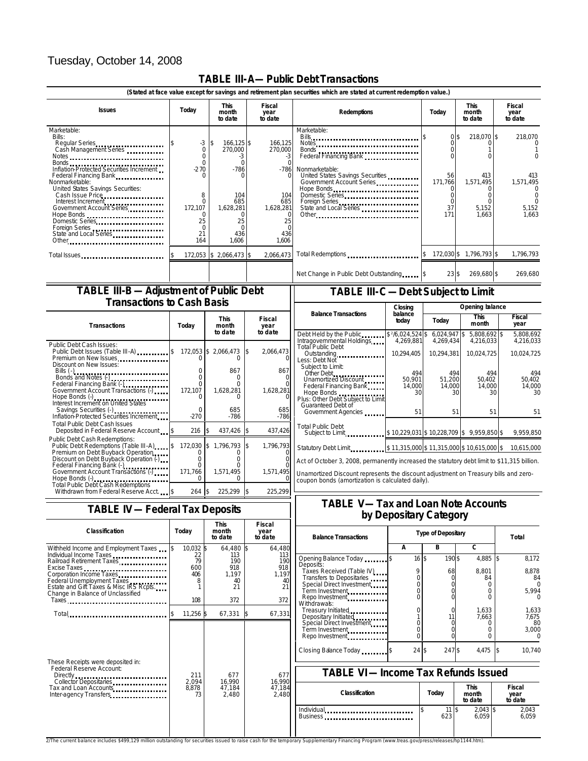Tuesday, October 14, 2008

## TABLE III-A— Public Debt Transactions

(Stated at face value except for savings and retirement plan securities which are stated at current redemption value.)

| Issues | Today | This month to date | Fiscal year to date |
|---|---|---|---|
| Marketable: | | | |
| Bills: | | | |
| Regular Series | $ -3 | $ 166,125 | $ 166,125 |
| Cash Management Series | 0 | 270,000 | 270,000 |
| Notes | 0 | -3 | -3 |
| Bonds | 0 | 0 | 0 |
| Inflation-Protected Securities Increment | -270 | -786 | -786 |
| Federal Financing Bank | 0 | 0 | 0 |
| Nonmarketable: | | | |
| United States Savings Securities: | | | |
| Cash Issue Price | 8 | 104 | 104 |
| Interest Increment | 0 | 685 | 685 |
| Government Account Series | 172,107 | 1,628,281 | 1,628,281 |
| Hope Bonds | 0 | 0 | 0 |
| Domestic Series | 25 | 25 | 25 |
| Foreign Series | 0 | 0 | 0 |
| State and Local Series | 21 | 436 | 436 |
| Other | 164 | 1,606 | 1,606 |
| Total Issues | $ 172,053 | $ 2,066,473 | $ 2,066,473 |

| Redemptions | Today | This month to date | Fiscal year to date |
|---|---|---|---|
| Marketable: | | | |
| Bills | $ 0 | $ 218,070 | $ 218,070 |
| Notes | 0 | 0 | 0 |
| Bonds | 0 | 1 | 1 |
| Federal Financing Bank | 0 | 0 | 0 |
| Nonmarketable: | | | |
| United States Savings Securities | 56 | 413 | 413 |
| Government Account Series | 171,766 | 1,571,495 | 1,571,495 |
| Hope Bonds | 0 | 0 | 0 |
| Domestic Series | 0 | 0 | 0 |
| Foreign Series | 0 | 0 | 0 |
| State and Local Series | 37 | 5,152 | 5,152 |
| Other | 171 | 1,663 | 1,663 |
| Total Redemptions | $ 172,030 | $ 1,796,793 | $ 1,796,793 |
| Net Change in Public Debt Outstanding | $ 23 | $ 269,680 | $ 269,680 |

## TABLE III-B — Adjustment of Public Debt Transactions to Cash Basis

| Transactions | Today | This month to date | Fiscal year to date |
|---|---|---|---|
| Public Debt Cash Issues: | | | |
| Public Debt Issues (Table III-A) | $ 172,053 | $ 2,066,473 | $ 2,066,473 |
| Premium on New Issues | 0 | 0 | 0 |
| Discount on New Issues: | | | |
| Bills (-) | 0 | 867 | 867 |
| Bonds and Notes (-) | 0 | 0 | 0 |
| Federal Financing Bank (-) | 0 | 0 | 0 |
| Government Account Transactions (-) | 172,107 | 1,628,281 | 1,628,281 |
| Hope Bonds (-) | 0 | 0 | 0 |
| Interest Increment on United States Savings Securities (-) | 0 | 685 | 685 |
| Inflation-Protected Securities Increment | -270 | -786 | -786 |
| Total Public Debt Cash Issues Deposited in Federal Reserve Account | $ 216 | $ 437,426 | $ 437,426 |
| Public Debt Cash Redemptions: | | | |
| Public Debt Redemptions (Table III-A) | $ 172,030 | $ 1,796,793 | $ 1,796,793 |
| Premium on Debt Buyback Operation | 0 | 0 | 0 |
| Discount on Debt Buyback Operation (-) | 0 | 0 | 0 |
| Federal Financing Bank (-) | 0 | 0 | 0 |
| Government Account Transactions (-) | 171,766 | 1,571,495 | 1,571,495 |
| Hope Bonds (-) | 0 | 0 | 0 |
| Total Public Debt Cash Redemptions Withdrawn from Federal Reserve Acct. | $ 264 | $ 225,299 | $ 225,299 |

## TABLE III-C — Debt Subject to Limit

| Balance Transactions | Closing balance today | Opening balance Today | Opening balance This month | Opening balance Fiscal year |
|---|---|---|---|---|
| Debt Held by the Public | $ 2/6,024,524 | $ 6,024,947 | $ 5,808,692 | $ 5,808,692 |
| Intragovernmental Holdings | 4,269,881 | 4,269,434 | 4,216,033 | 4,216,033 |
| Total Public Debt Outstanding | 10,294,405 | 10,294,381 | 10,024,725 | 10,024,725 |
| Less: Debt Not Subject to Limit: | | | | |
| Other Debt | 494 | 494 | 494 | 494 |
| Unamortized Discount | 50,901 | 51,200 | 50,402 | 50,402 |
| Federal Financing Bank | 14,000 | 14,000 | 14,000 | 14,000 |
| Hope Bonds | 30 | 30 | 30 | 30 |
| Plus: Other Debt Subject to Limit Guaranteed Debt of Government Agencies | 51 | 51 | 51 | 51 |
| Total Public Debt Subject to Limit | $ 10,229,031 | $ 10,228,709 | $ 9,959,850 | $ 9,959,850 |
| Statutory Debt Limit | $ 11,315,000 | $ 11,315,000 | $ 10,615,000 | $ 10,615,000 |

Act of October 3, 2008, permanently increased the statutory debt limit to $11,315 billion.

Unamortized Discount represents the discount adjustment on Treasury bills and zero-coupon bonds (amortization is calculated daily).

## TABLE IV — Federal Tax Deposits

| Classification | Today | This month to date | Fiscal year to date |
|---|---|---|---|
| Withheld Income and Employment Taxes | $ 10,032 | $ 64,480 | $ 64,480 |
| Individual Income Taxes | 22 | 113 | 113 |
| Railroad Retirement Taxes | 79 | 190 | 190 |
| Excise Taxes | 600 | 918 | 918 |
| Corporation Income Taxes | 406 | 1,197 | 1,197 |
| Federal Unemployment Taxes | 8 | 40 | 40 |
| Estate and Gift Taxes & Misc IRS Rcpts. | 1 | 21 | 21 |
| Change in Balance of Unclassified Taxes | 108 | 372 | 372 |
| Total | $ 11,256 | $ 67,331 | $ 67,331 |
| These Receipts were deposited in: | | | |
| Federal Reserve Account: | | | |
| Directly | 211 | 677 | 677 |
| Collector Depositaries | 2,094 | 16,990 | 16,990 |
| Tax and Loan Accounts | 8,878 | 47,184 | 47,184 |
| Inter-agency Transfers | 73 | 2,480 | 2,480 |

## TABLE V— Tax and Loan Note Accounts by Depositary Category

| Balance Transactions | Type of Depositary A | B | C | Total |
|---|---|---|---|---|
| Opening Balance Today | $ 16 | $ 190 | $ 4,885 | $ 8,172 |
| Deposits: | | | | |
| Taxes Received (Table IV) | 9 | 68 | 8,801 | 8,878 |
| Transfers to Depositaries | 0 | 0 | 84 | 84 |
| Special Direct Investment | 0 | 0 | 0 | 0 |
| Term Investment | 0 | 0 | 0 | 5,994 |
| Repo Investment | 0 | 0 | 0 | 0 |
| Withdrawals: | | | | |
| Treasury Initiated | 0 | 0 | 1,633 | 1,633 |
| Depositary Initiated | 1 | 11 | 7,663 | 7,675 |
| Special Direct Investment | 0 | 0 | 0 | 80 |
| Term Investment | 0 | 0 | 0 | 3,000 |
| Repo Investment | 0 | 0 | 0 | 0 |
| Closing Balance Today | $ 24 | $ 247 | $ 4,475 | $ 10,740 |

## TABLE VI— Income Tax Refunds Issued

| Classification | Today | This month to date | Fiscal year to date |
|---|---|---|---|
| Individual | $ 11 | $ 2,043 | $ 2,043 |
| Business | 623 | 6,059 | 6,059 |

2/The current balance includes $499,129 million outstanding for securities issued to raise cash for the temporary Supplementary Financing Program (www.treas.gov/press/releases/hp1144.htm).